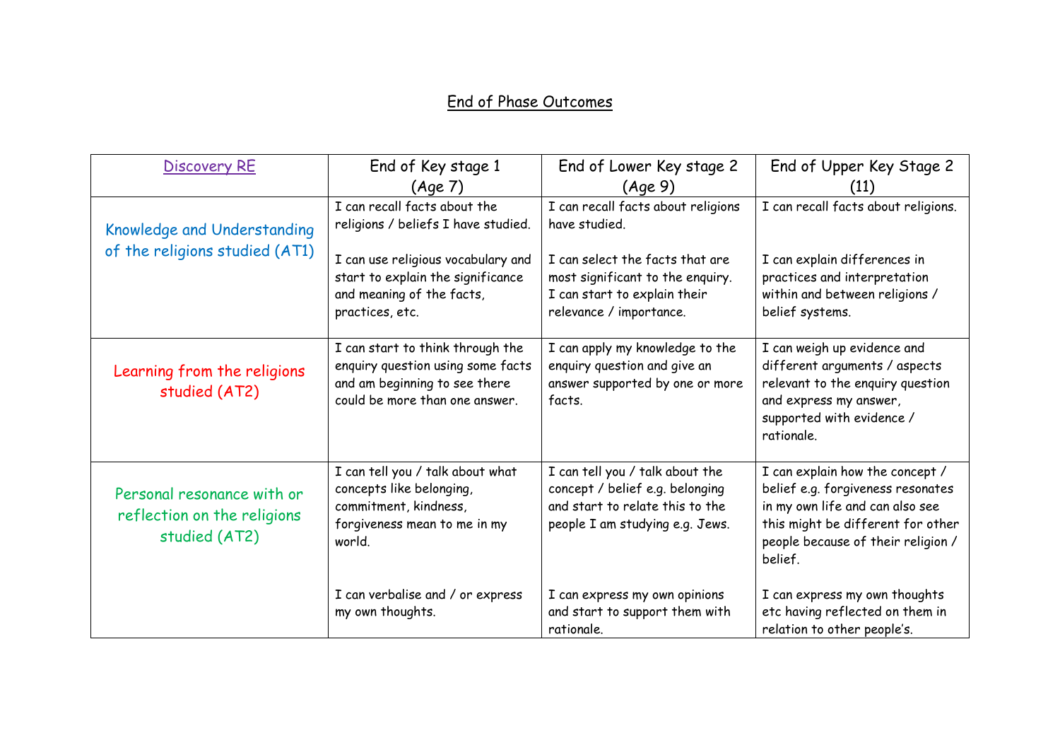# End of Phase Outcomes

| Discovery RE | End of Key stage 1 (Age 7) | End of Lower Key stage 2 (Age 9) | End of Upper Key Stage 2 (11) |
|---|---|---|---|
| Knowledge and Understanding of the religions studied (AT1) | I can recall facts about the religions / beliefs I have studied.<br><br>I can use religious vocabulary and start to explain the significance and meaning of the facts, practices, etc. | I can recall facts about religions have studied.<br><br>I can select the facts that are most significant to the enquiry. I can start to explain their relevance / importance. | I can recall facts about religions.<br><br>I can explain differences in practices and interpretation within and between religions / belief systems. |
| Learning from the religions studied (AT2) | I can start to think through the enquiry question using some facts and am beginning to see there could be more than one answer. | I can apply my knowledge to the enquiry question and give an answer supported by one or more facts. | I can weigh up evidence and different arguments / aspects relevant to the enquiry question and express my answer, supported with evidence / rationale. |
| Personal resonance with or reflection on the religions studied (AT2) | I can tell you / talk about what concepts like belonging, commitment, kindness, forgiveness mean to me in my world.<br><br>I can verbalise and / or express my own thoughts. | I can tell you / talk about the concept / belief e.g. belonging and start to relate this to the people I am studying e.g. Jews.<br><br>I can express my own opinions and start to support them with rationale. | I can explain how the concept / belief e.g. forgiveness resonates in my own life and can also see this might be different for other people because of their religion / belief.<br><br>I can express my own thoughts etc having reflected on them in relation to other people's. |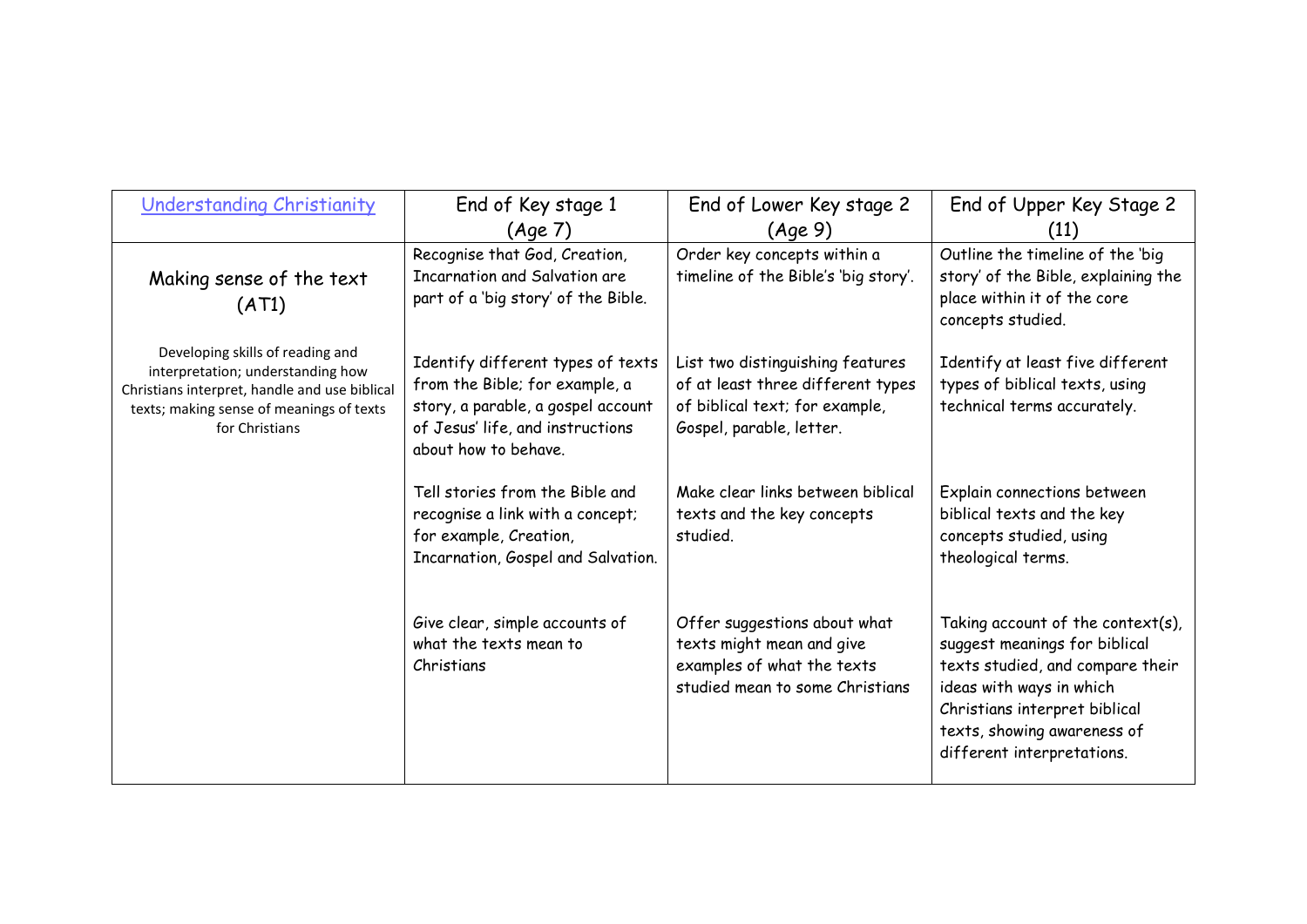| Understanding Christianity | End of Key stage 1 (Age 7) | End of Lower Key stage 2 (Age 9) | End of Upper Key Stage 2 (11) |
| --- | --- | --- | --- |
| Making sense of the text (AT1)<br><br>Developing skills of reading and interpretation; understanding how Christians interpret, handle and use biblical texts; making sense of meanings of texts for Christians | Recognise that God, Creation, Incarnation and Salvation are part of a 'big story' of the Bible. | Order key concepts within a timeline of the Bible's 'big story'. | Outline the timeline of the 'big story' of the Bible, explaining the place within it of the core concepts studied. |
| | Identify different types of texts from the Bible; for example, a story, a parable, a gospel account of Jesus' life, and instructions about how to behave. | List two distinguishing features of at least three different types of biblical text; for example, Gospel, parable, letter. | Identify at least five different types of biblical texts, using technical terms accurately. |
| | Tell stories from the Bible and recognise a link with a concept; for example, Creation, Incarnation, Gospel and Salvation. | Make clear links between biblical texts and the key concepts studied. | Explain connections between biblical texts and the key concepts studied, using theological terms. |
| | Give clear, simple accounts of what the texts mean to Christians | Offer suggestions about what texts might mean and give examples of what the texts studied mean to some Christians | Taking account of the context(s), suggest meanings for biblical texts studied, and compare their ideas with ways in which Christians interpret biblical texts, showing awareness of different interpretations. |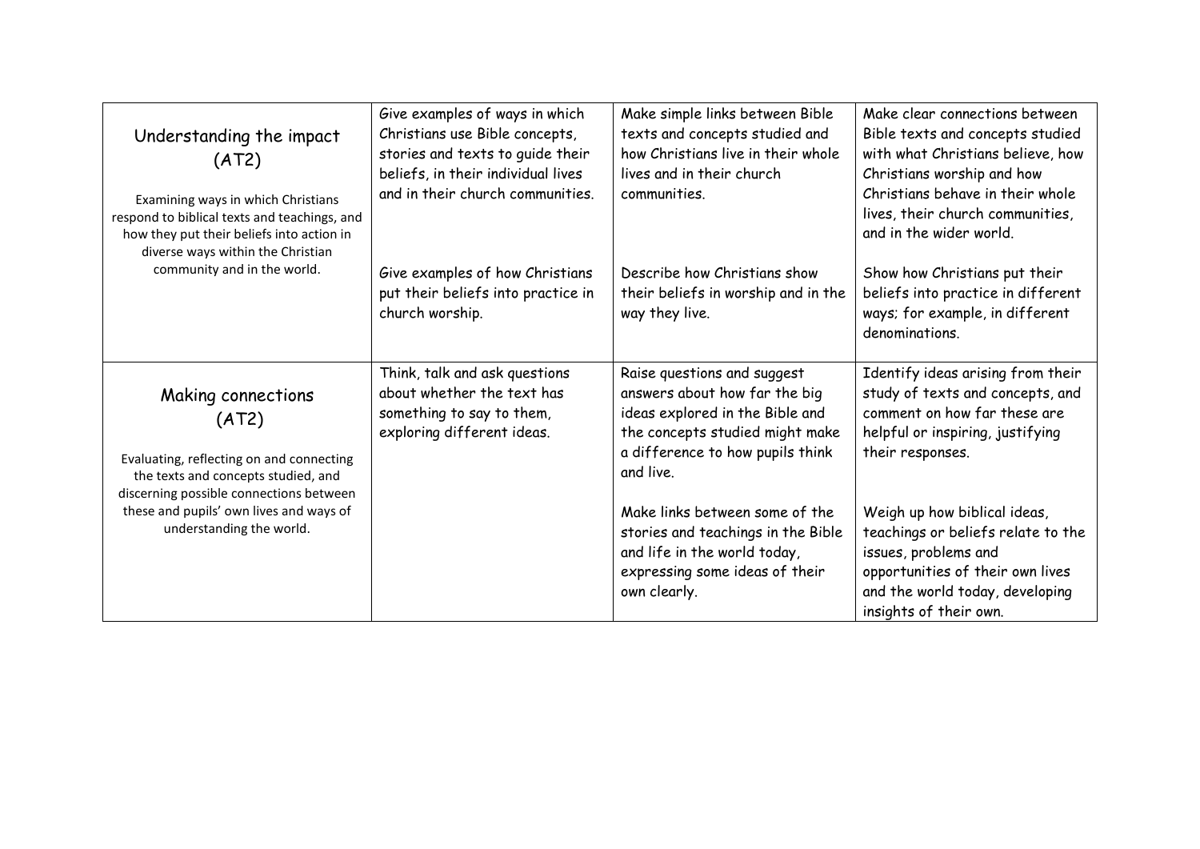| | | | |
|---|---|---|---|
| Understanding the impact (AT2)<br><br>Examining ways in which Christians respond to biblical texts and teachings, and how they put their beliefs into action in diverse ways within the Christian community and in the world. | Give examples of ways in which Christians use Bible concepts, stories and texts to guide their beliefs, in their individual lives and in their church communities.<br><br>Give examples of how Christians put their beliefs into practice in church worship. | Make simple links between Bible texts and concepts studied and how Christians live in their whole lives and in their church communities.<br><br>Describe how Christians show their beliefs in worship and in the way they live. | Make clear connections between Bible texts and concepts studied with what Christians believe, how Christians worship and how Christians behave in their whole lives, their church communities, and in the wider world.<br><br>Show how Christians put their beliefs into practice in different ways; for example, in different denominations. |
| Making connections (AT2)<br><br>Evaluating, reflecting on and connecting the texts and concepts studied, and discerning possible connections between these and pupils' own lives and ways of understanding the world. | Think, talk and ask questions about whether the text has something to say to them, exploring different ideas. | Raise questions and suggest answers about how far the big ideas explored in the Bible and the concepts studied might make a difference to how pupils think and live.<br><br>Make links between some of the stories and teachings in the Bible and life in the world today, expressing some ideas of their own clearly. | Identify ideas arising from their study of texts and concepts, and comment on how far these are helpful or inspiring, justifying their responses.<br><br>Weigh up how biblical ideas, teachings or beliefs relate to the issues, problems and opportunities of their own lives and the world today, developing insights of their own. |